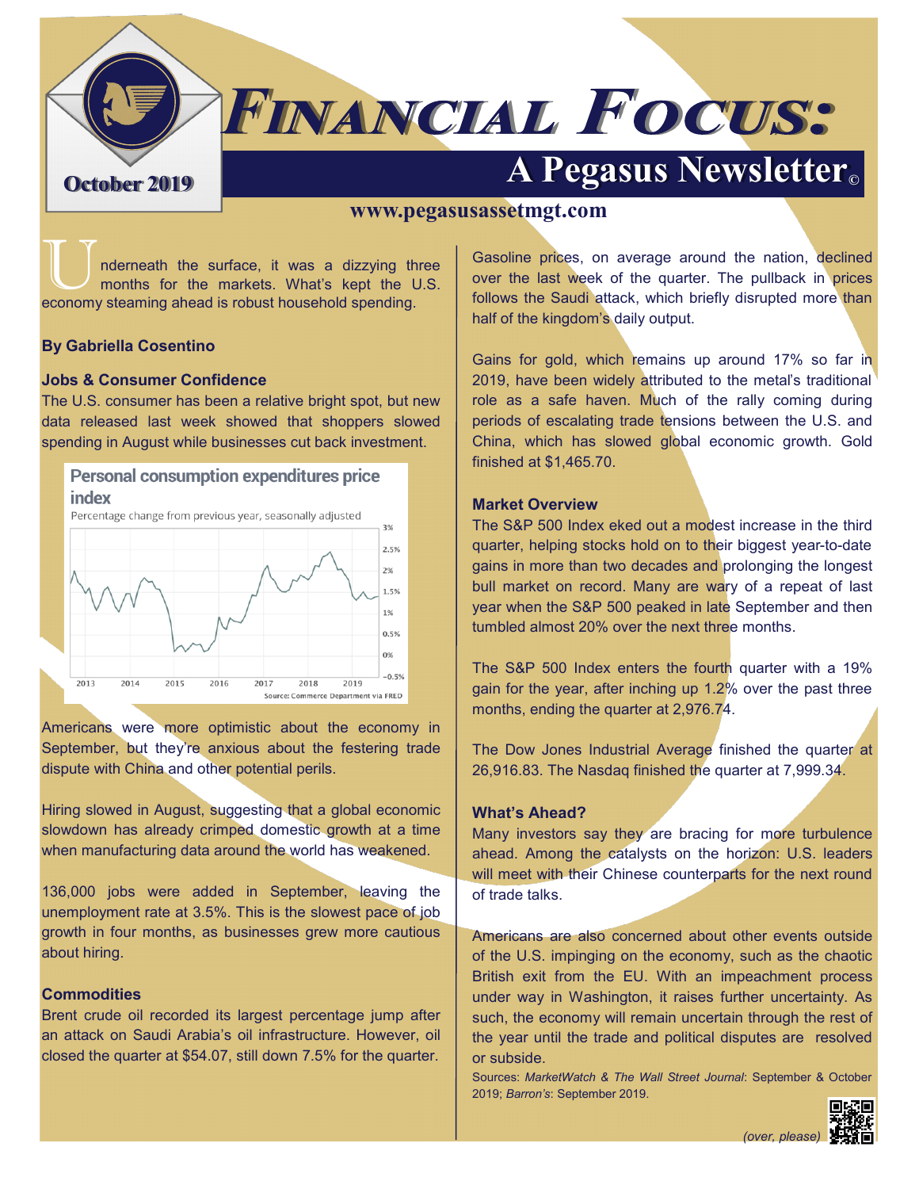# Financial Focus:

## A Pegasus Newsletter©

October 2019

www.pegasusassetmgt.com

Underneath the surface, it was a dizzying three months for the markets. What's kept the U.S. economy steaming ahead is robust household spending.

**By Gabriella Cosentino**

### Jobs & Consumer Confidence

The U.S. consumer has been a relative bright spot, but new data released last week showed that shoppers slowed spending in August while businesses cut back investment.

**Personal consumption expenditures price index**

Percentage change from previous year, seasonally adjusted

Source: Commerce Department via FRED

Americans were more optimistic about the economy in September, but they're anxious about the festering trade dispute with China and other potential perils.

Hiring slowed in August, suggesting that a global economic slowdown has already crimped domestic growth at a time when manufacturing data around the world has weakened.

136,000 jobs were added in September, leaving the unemployment rate at 3.5%. This is the slowest pace of job growth in four months, as businesses grew more cautious about hiring.

### Commodities

Brent crude oil recorded its largest percentage jump after an attack on Saudi Arabia's oil infrastructure. However, oil closed the quarter at $54.07, still down 7.5% for the quarter.

Gasoline prices, on average around the nation, declined over the last week of the quarter. The pullback in prices follows the Saudi attack, which briefly disrupted more than half of the kingdom's daily output.

Gains for gold, which remains up around 17% so far in 2019, have been widely attributed to the metal's traditional role as a safe haven. Much of the rally coming during periods of escalating trade tensions between the U.S. and China, which has slowed global economic growth. Gold finished at $1,465.70.

### Market Overview

The S&P 500 Index eked out a modest increase in the third quarter, helping stocks hold on to their biggest year-to-date gains in more than two decades and prolonging the longest bull market on record. Many are wary of a repeat of last year when the S&P 500 peaked in late September and then tumbled almost 20% over the next three months.

The S&P 500 Index enters the fourth quarter with a 19% gain for the year, after inching up 1.2% over the past three months, ending the quarter at 2,976.74.

The Dow Jones Industrial Average finished the quarter at 26,916.83. The Nasdaq finished the quarter at 7,999.34.

### What's Ahead?

Many investors say they are bracing for more turbulence ahead. Among the catalysts on the horizon: U.S. leaders will meet with their Chinese counterparts for the next round of trade talks.

Americans are also concerned about other events outside of the U.S. impinging on the economy, such as the chaotic British exit from the EU. With an impeachment process under way in Washington, it raises further uncertainty. As such, the economy will remain uncertain through the rest of the year until the trade and political disputes are resolved or subside.

Sources: *MarketWatch* & *The Wall Street Journal*: September & October 2019; *Barron's*: September 2019.

*(over, please)*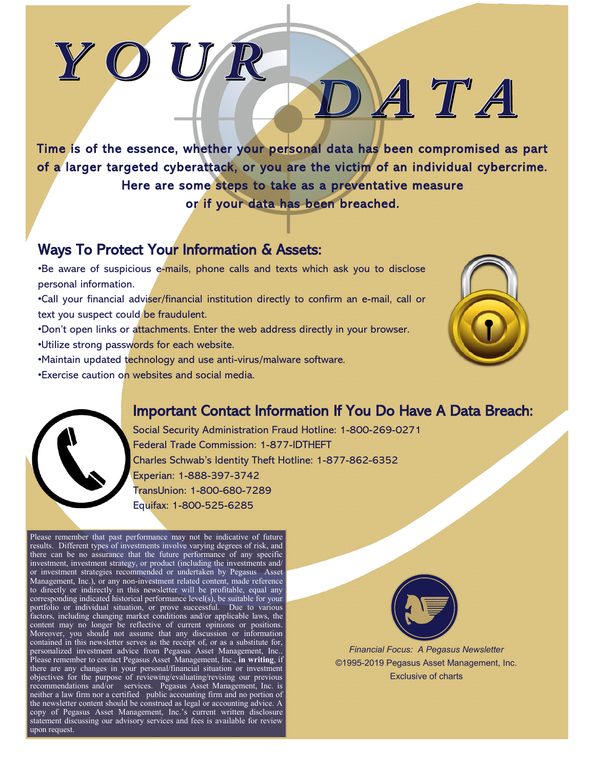# YOUR DATA

**Time is of the essence, whether your personal data has been compromised as part of a larger targeted cyberattack, or you are the victim of an individual cybercrime. Here are some steps to take as a preventative measure or if your data has been breached.**

## Ways To Protect Your Information & Assets:

- Be aware of suspicious e-mails, phone calls and texts which ask you to disclose personal information.
- Call your financial adviser/financial institution directly to confirm an e-mail, call or text you suspect could be fraudulent.
- Don't open links or attachments. Enter the web address directly in your browser.
- Utilize strong passwords for each website.
- Maintain updated technology and use anti-virus/malware software.
- Exercise caution on websites and social media.

## Important Contact Information If You Do Have A Data Breach:

Social Security Administration Fraud Hotline: 1-800-269-0271
Federal Trade Commission: 1-877-IDTHEFT
Charles Schwab's Identity Theft Hotline: 1-877-862-6352
Experian: 1-888-397-3742
TransUnion: 1-800-680-7289
Equifax: 1-800-525-6285

Please remember that past performance may not be indicative of future results. Different types of investments involve varying degrees of risk, and there can be no assurance that the future performance of any specific investment, investment strategy, or product (including the investments and/or investment strategies recommended or undertaken by Pegasus Asset Management, Inc.), or any non-investment related content, made reference to directly or indirectly in this newsletter will be profitable, equal any corresponding indicated historical performance level(s), be suitable for your portfolio or individual situation, or prove successful. Due to various factors, including changing market conditions and/or applicable laws, the content may no longer be reflective of current opinions or positions. Moreover, you should not assume that any discussion or information contained in this newsletter serves as the receipt of, or as a substitute for, personalized investment advice from Pegasus Asset Management, Inc.. Please remember to contact Pegasus Asset Management, Inc., **in writing**, if there are any changes in your personal/financial situation or investment objectives for the purpose of reviewing/evaluating/revising our previous recommendations and/or services. Pegasus Asset Management, Inc. is neither a law firm nor a certified public accounting firm and no portion of the newsletter content should be construed as legal or accounting advice. A copy of Pegasus Asset Management, Inc.'s current written disclosure statement discussing our advisory services and fees is available for review upon request.

*Financial Focus: A Pegasus Newsletter*
©1995-2019 Pegasus Asset Management, Inc.
Exclusive of charts